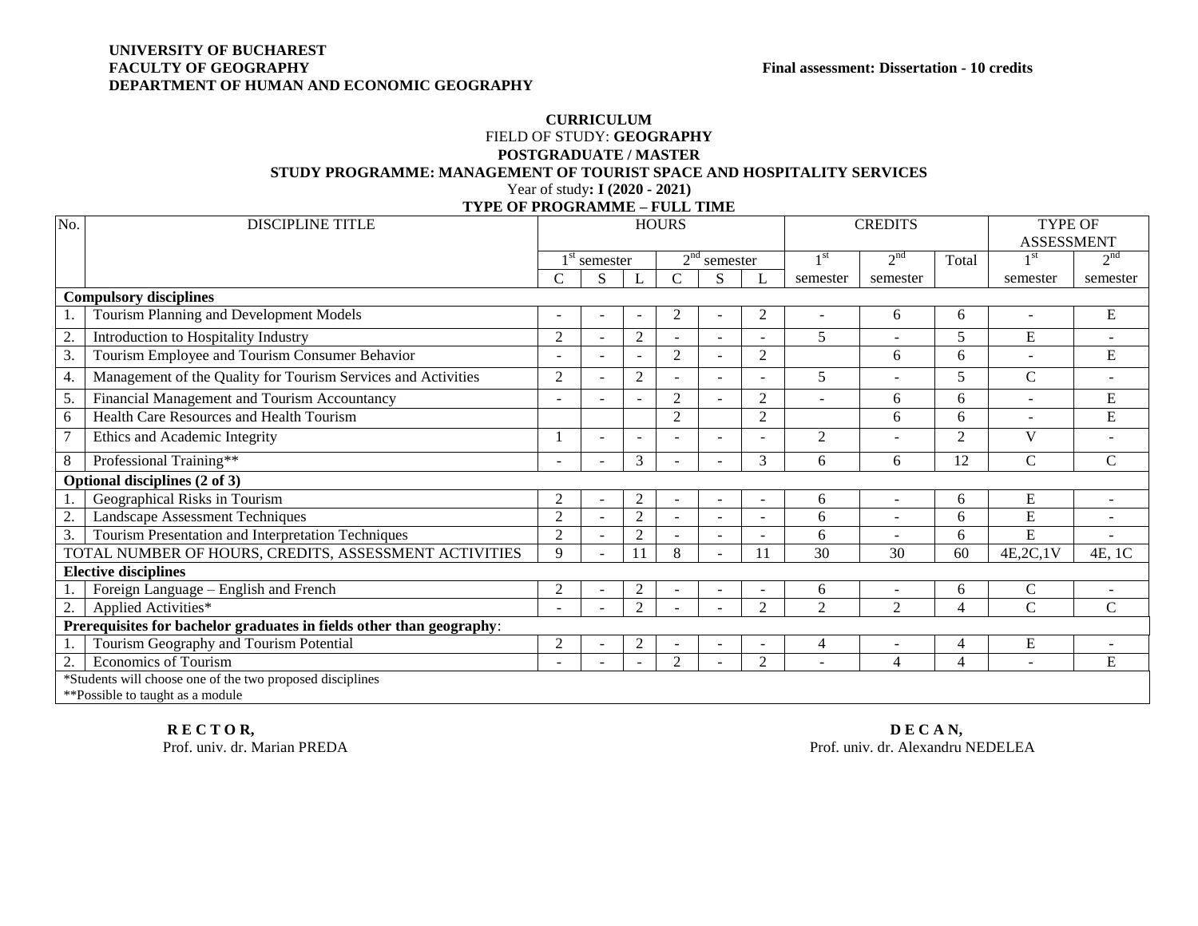**UNIVERSITY OF BUCHAREST**
**FACULTY OF GEOGRAPHY**
**DEPARTMENT OF HUMAN AND ECONOMIC GEOGRAPHY**

**Final assessment: Dissertation - 10 credits**

**CURRICULUM**
FIELD OF STUDY: **GEOGRAPHY**
**POSTGRADUATE / MASTER**
**STUDY PROGRAMME: MANAGEMENT OF TOURIST SPACE AND HOSPITALITY SERVICES**
Year of study**: I (2020 - 2021)**
**TYPE OF PROGRAMME – FULL TIME**

| No. | DISCIPLINE TITLE | HOURS | | | | | | CREDITS | | | TYPE OF ASSESSMENT | |
|---|---|---|---|---|---|---|---|---|---|---|---|---|
| | | 1st semester | | | 2nd semester | | | 1st semester | 2nd semester | Total | 1st semester | 2nd semester |
| | | C | S | L | C | S | L | | | | | |
| **Compulsory disciplines** | | | | | | | | | | | | |
| 1. | Tourism Planning and Development Models | - | - | - | 2 | - | 2 | - | 6 | 6 | - | E |
| 2. | Introduction to Hospitality Industry | 2 | - | 2 | - | - | - | 5 | - | 5 | E | - |
| 3. | Tourism Employee and Tourism Consumer Behavior | - | - | - | 2 | - | 2 | | 6 | 6 | - | E |
| 4. | Management of the Quality for Tourism Services and Activities | 2 | - | 2 | - | - | - | 5 | - | 5 | C | - |
| 5. | Financial Management and Tourism Accountancy | - | - | - | 2 | - | 2 | - | 6 | 6 | - | E |
| 6 | Health Care Resources and Health Tourism | | | | 2 | | 2 | | 6 | 6 | - | E |
| 7 | Ethics and Academic Integrity | 1 | - | - | - | - | - | 2 | - | 2 | V | - |
| 8 | Professional Training** | - | - | 3 | - | - | 3 | 6 | 6 | 12 | C | C |
| **Optional disciplines (2 of 3)** | | | | | | | | | | | | |
| 1. | Geographical Risks in Tourism | 2 | - | 2 | - | - | - | 6 | - | 6 | E | - |
| 2. | Landscape Assessment Techniques | 2 | - | 2 | - | - | - | 6 | - | 6 | E | - |
| 3. | Tourism Presentation and Interpretation Techniques | 2 | - | 2 | - | - | - | 6 | - | 6 | E | - |
| TOTAL NUMBER OF HOURS, CREDITS, ASSESSMENT ACTIVITIES | | 9 | - | 11 | 8 | - | 11 | 30 | 30 | 60 | 4E,2C,1V | 4E, 1C |
| **Elective disciplines** | | | | | | | | | | | | |
| 1. | Foreign Language – English and French | 2 | - | 2 | - | - | - | 6 | - | 6 | C | - |
| 2. | Applied Activities* | - | - | 2 | - | - | 2 | 2 | 2 | 4 | C | C |
| **Prerequisites for bachelor graduates in fields other than geography**: | | | | | | | | | | | | |
| 1. | Tourism Geography and Tourism Potential | 2 | - | 2 | - | - | - | 4 | - | 4 | E | - |
| 2. | Economics of Tourism | - | - | - | 2 | - | 2 | - | 4 | 4 | - | E |

*Students will choose one of the two proposed disciplines
**Possible to taught as a module

**R E C T O R,**
Prof. univ. dr. Marian PREDA

**D E C A N,**
Prof. univ. dr. Alexandru NEDELEA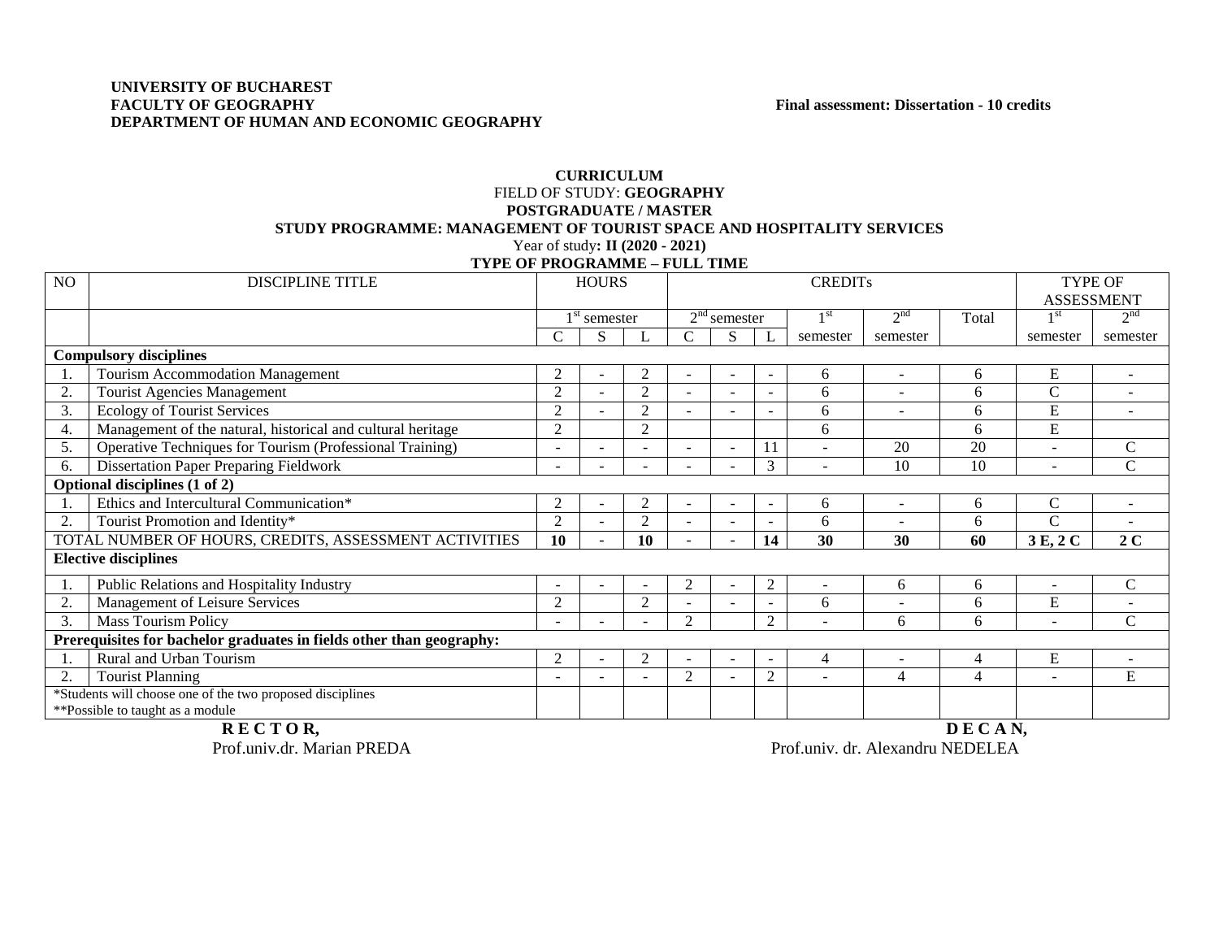**UNIVERSITY OF BUCHAREST**
**FACULTY OF GEOGRAPHY**
**DEPARTMENT OF HUMAN AND ECONOMIC GEOGRAPHY**

**Final assessment: Dissertation - 10 credits**

**CURRICULUM**
FIELD OF STUDY: **GEOGRAPHY**
**POSTGRADUATE / MASTER**
**STUDY PROGRAMME: MANAGEMENT OF TOURIST SPACE AND HOSPITALITY SERVICES**
Year of study**: II (2020 - 2021)**
**TYPE OF PROGRAMME – FULL TIME**

| NO | DISCIPLINE TITLE | HOURS | | | | | | CREDITs | | | TYPE OF ASSESSMENT | |
|---|---|---|---|---|---|---|---|---|---|---|---|---|
| | | 1st semester | | | 2nd semester | | | 1st semester | 2nd semester | Total | 1st semester | 2nd semester |
| | | C | S | L | C | S | L | | | | | |
| **Compulsory disciplines** | | | | | | | | | | | | |
| 1. | Tourism Accommodation Management | 2 | - | 2 | - | - | - | 6 | - | 6 | E | - |
| 2. | Tourist Agencies Management | 2 | - | 2 | - | - | - | 6 | - | 6 | C | - |
| 3. | Ecology of Tourist Services | 2 | - | 2 | - | - | - | 6 | - | 6 | E | - |
| 4. | Management of the natural, historical and cultural heritage | 2 | | 2 | | | | 6 | | 6 | E | |
| 5. | Operative Techniques for Tourism (Professional Training) | - | - | - | - | - | 11 | - | 20 | 20 | - | C |
| 6. | Dissertation Paper Preparing Fieldwork | - | - | - | - | - | 3 | - | 10 | 10 | - | C |
| **Optional disciplines (1 of 2)** | | | | | | | | | | | | |
| 1. | Ethics and Intercultural Communication* | 2 | - | 2 | - | - | - | 6 | - | 6 | C | - |
| 2. | Tourist Promotion and Identity* | 2 | - | 2 | - | - | - | 6 | - | 6 | C | - |
| TOTAL NUMBER OF HOURS, CREDITS, ASSESSMENT ACTIVITIES | | **10** | - | **10** | - | - | **14** | **30** | **30** | **60** | **3 E, 2 C** | **2 C** |
| **Elective disciplines** | | | | | | | | | | | | |
| 1. | Public Relations and Hospitality Industry | - | - | - | 2 | - | 2 | - | 6 | 6 | - | C |
| 2. | Management of Leisure Services | 2 | | 2 | - | - | - | 6 | - | 6 | E | - |
| 3. | Mass Tourism Policy | - | - | - | 2 | | 2 | - | 6 | 6 | - | C |
| **Prerequisites for bachelor graduates in fields other than geography:** | | | | | | | | | | | | |
| 1. | Rural and Urban Tourism | 2 | - | 2 | - | - | - | 4 | - | 4 | E | - |
| 2. | Tourist Planning | - | - | - | 2 | - | 2 | - | 4 | 4 | - | E |
| *Students will choose one of the two proposed disciplines<br>**Possible to taught as a module | | | | | | | | | | | | |

**R E C T O R,**
Prof.univ.dr. Marian PREDA

**D E C A N,**
Prof.univ. dr. Alexandru NEDELEA